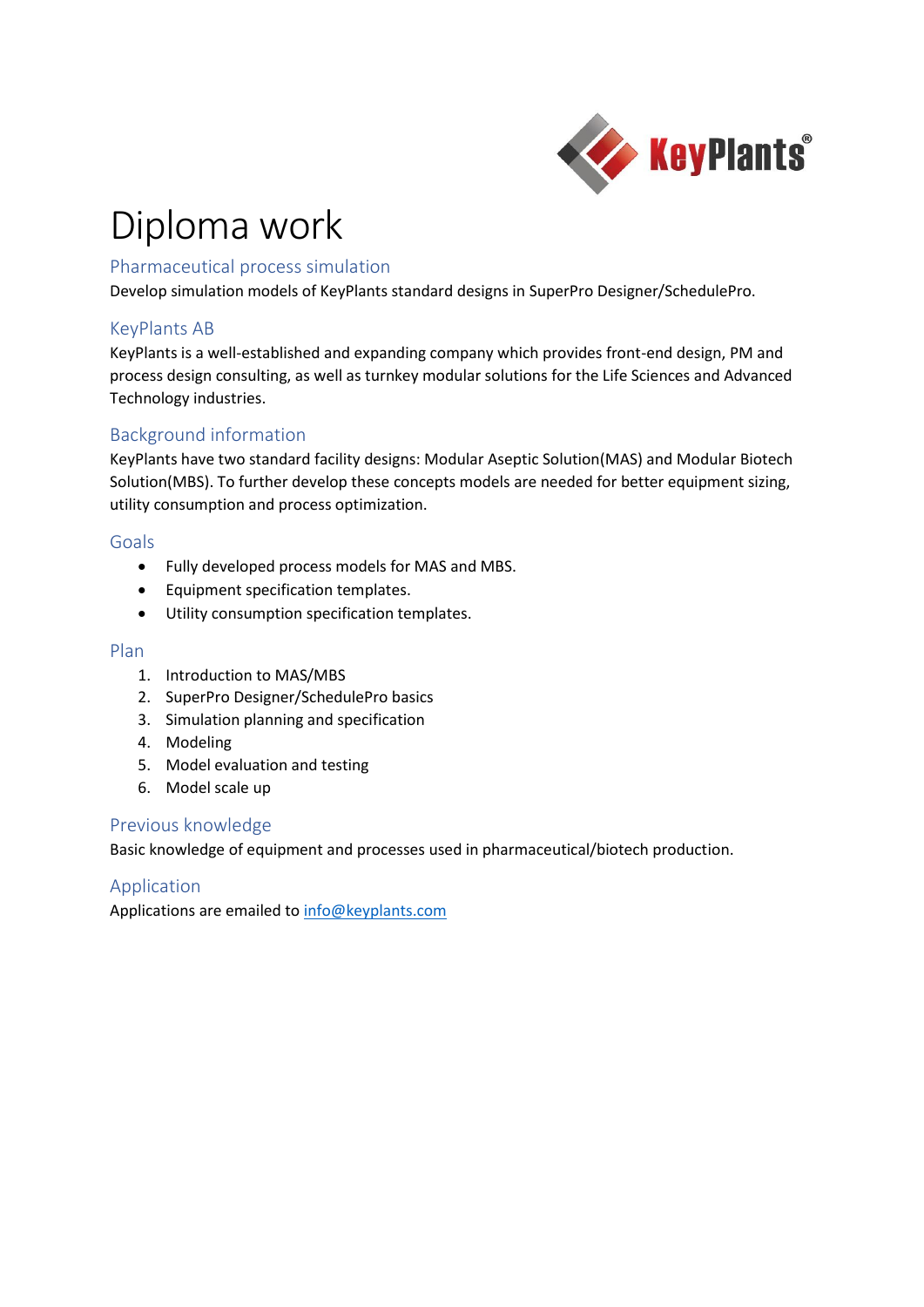# Diploma work

## Pharmaceutical process simulation

Develop simulation models of KeyPlants standard designs in SuperPro Designer/SchedulePro.

## KeyPlants AB

KeyPlants is a well-established and expanding company which provides front-end design, PM and process design consulting, as well as turnkey modular solutions for the Life Sciences and Advanced Technology industries.

## Background information

KeyPlants have two standard facility designs: Modular Aseptic Solution(MAS) and Modular Biotech Solution(MBS). To further develop these concepts models are needed for better equipment sizing, utility consumption and process optimization.

## Goals

- Fully developed process models for MAS and MBS.
- Equipment specification templates.
- Utility consumption specification templates.

## Plan

1. Introduction to MAS/MBS
2. SuperPro Designer/SchedulePro basics
3. Simulation planning and specification
4. Modeling
5. Model evaluation and testing
6. Model scale up

## Previous knowledge

Basic knowledge of equipment and processes used in pharmaceutical/biotech production.

## Application

Applications are emailed to info@keyplants.com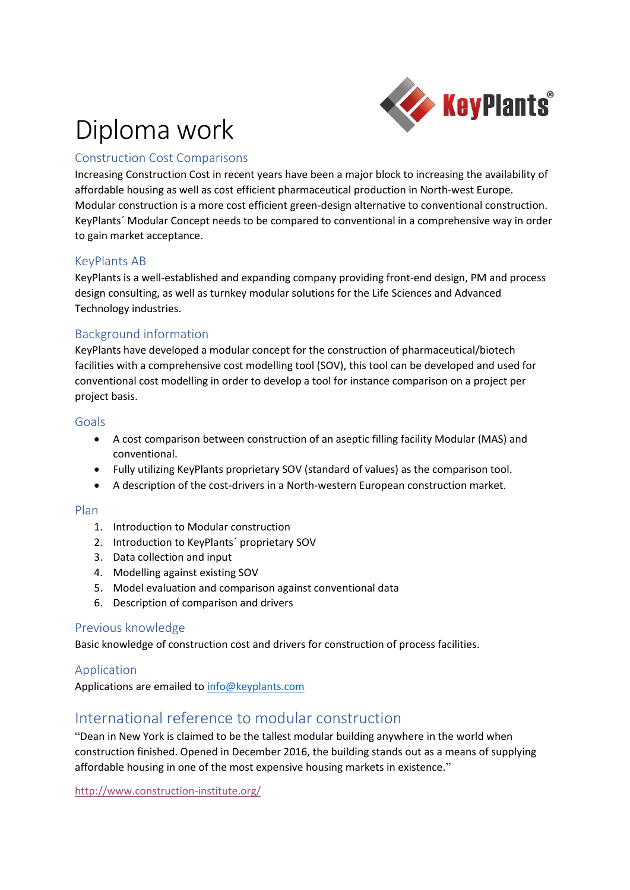# Diploma work

## Construction Cost Comparisons

Increasing Construction Cost in recent years have been a major block to increasing the availability of affordable housing as well as cost efficient pharmaceutical production in North-west Europe. Modular construction is a more cost efficient green-design alternative to conventional construction. KeyPlants´ Modular Concept needs to be compared to conventional in a comprehensive way in order to gain market acceptance.

### KeyPlants AB

KeyPlants is a well-established and expanding company providing front-end design, PM and process design consulting, as well as turnkey modular solutions for the Life Sciences and Advanced Technology industries.

### Background information

KeyPlants have developed a modular concept for the construction of pharmaceutical/biotech facilities with a comprehensive cost modelling tool (SOV), this tool can be developed and used for conventional cost modelling in order to develop a tool for instance comparison on a project per project basis.

### Goals

- A cost comparison between construction of an aseptic filling facility Modular (MAS) and conventional.
- Fully utilizing KeyPlants proprietary SOV (standard of values) as the comparison tool.
- A description of the cost-drivers in a North-western European construction market.

### Plan

1. Introduction to Modular construction
2. Introduction to KeyPlants´ proprietary SOV
3. Data collection and input
4. Modelling against existing SOV
5. Model evaluation and comparison against conventional data
6. Description of comparison and drivers

### Previous knowledge

Basic knowledge of construction cost and drivers for construction of process facilities.

### Application

Applications are emailed to [info@keyplants.com](mailto:info@keyplants.com)

## International reference to modular construction

"Dean in New York is claimed to be the tallest modular building anywhere in the world when construction finished. Opened in December 2016, the building stands out as a means of supplying affordable housing in one of the most expensive housing markets in existence."

http://www.construction-institute.org/